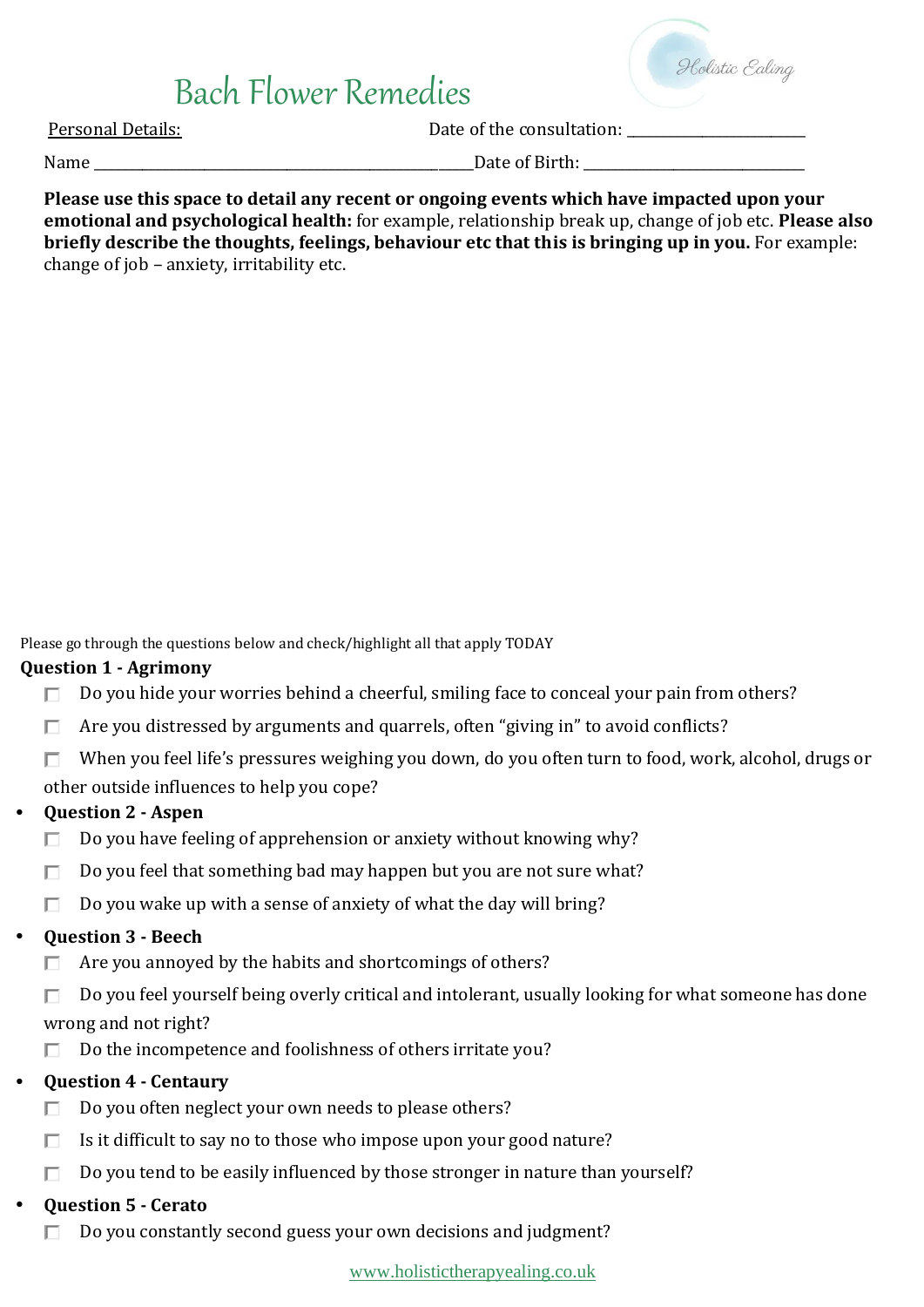# Bach Flower Remedies

Holistic Ealing

Personal Details:

Date of the consultation: ______________________

Name ______________________________________________ Date of Birth: ___________________________

**Please use this space to detail any recent or ongoing events which have impacted upon your emotional and psychological health:** for example, relationship break up, change of job etc. **Please also briefly describe the thoughts, feelings, behaviour etc that this is bringing up in you.** For example: change of job – anxiety, irritability etc.

Please go through the questions below and check/highlight all that apply TODAY

**Question 1 - Agrimony**

- [ ] Do you hide your worries behind a cheerful, smiling face to conceal your pain from others?
- [ ] Are you distressed by arguments and quarrels, often "giving in" to avoid conflicts?
- [ ] When you feel life's pressures weighing you down, do you often turn to food, work, alcohol, drugs or other outside influences to help you cope?

**Question 2 - Aspen**

- [ ] Do you have feeling of apprehension or anxiety without knowing why?
- [ ] Do you feel that something bad may happen but you are not sure what?
- [ ] Do you wake up with a sense of anxiety of what the day will bring?

**Question 3 - Beech**

- [ ] Are you annoyed by the habits and shortcomings of others?
- [ ] Do you feel yourself being overly critical and intolerant, usually looking for what someone has done wrong and not right?
- [ ] Do the incompetence and foolishness of others irritate you?

**Question 4 - Centaury**

- [ ] Do you often neglect your own needs to please others?
- [ ] Is it difficult to say no to those who impose upon your good nature?
- [ ] Do you tend to be easily influenced by those stronger in nature than yourself?

**Question 5 - Cerato**

- [ ] Do you constantly second guess your own decisions and judgment?

www.holistictherapyealing.co.uk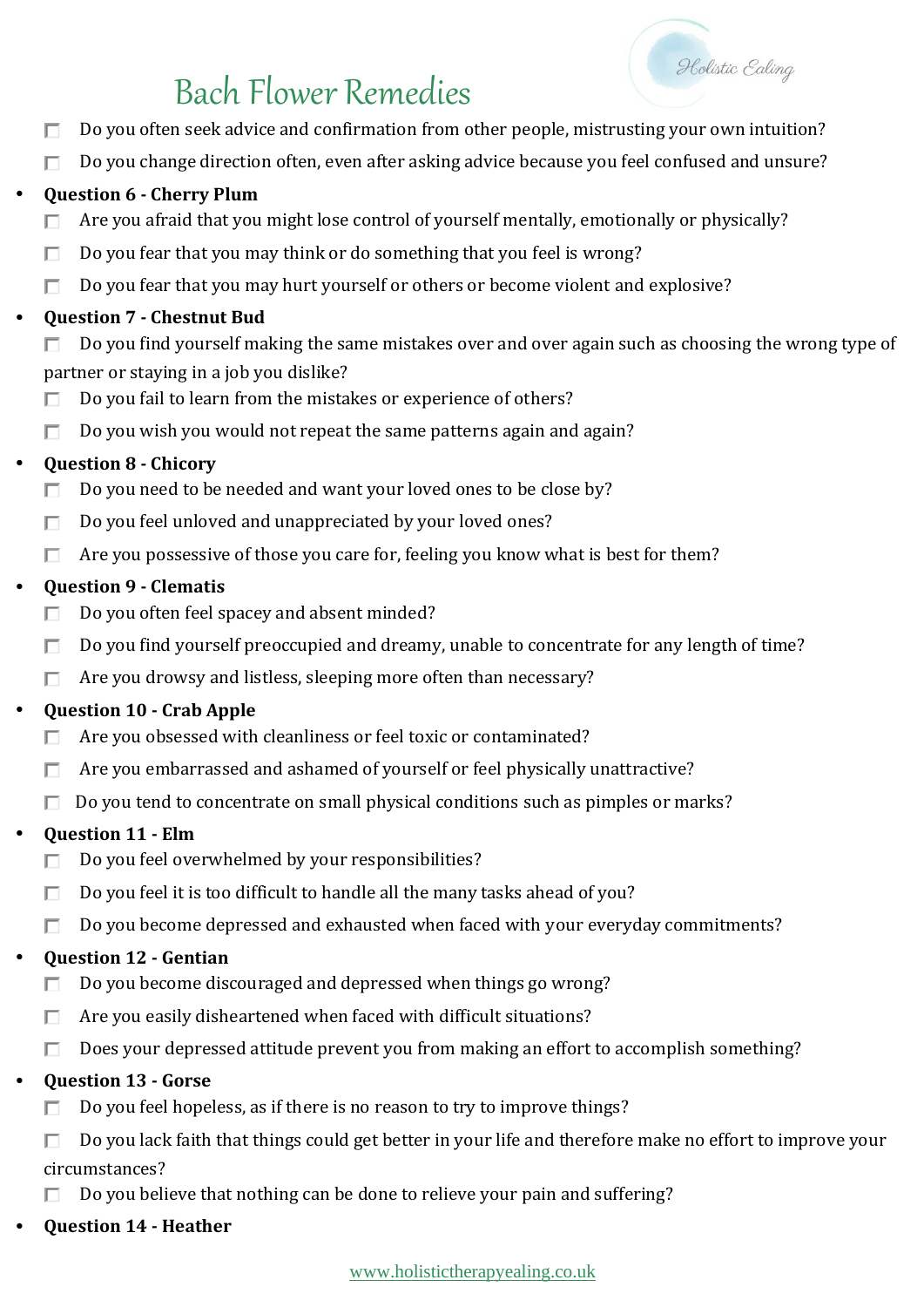# Bach Flower Remedies

- [ ] Do you often seek advice and confirmation from other people, mistrusting your own intuition?
- [ ] Do you change direction often, even after asking advice because you feel confused and unsure?

- **Question 6 - Cherry Plum**
  - [ ] Are you afraid that you might lose control of yourself mentally, emotionally or physically?
  - [ ] Do you fear that you may think or do something that you feel is wrong?
  - [ ] Do you fear that you may hurt yourself or others or become violent and explosive?
- **Question 7 - Chestnut Bud**
  - [ ] Do you find yourself making the same mistakes over and over again such as choosing the wrong type of partner or staying in a job you dislike?
  - [ ] Do you fail to learn from the mistakes or experience of others?
  - [ ] Do you wish you would not repeat the same patterns again and again?
- **Question 8 - Chicory**
  - [ ] Do you need to be needed and want your loved ones to be close by?
  - [ ] Do you feel unloved and unappreciated by your loved ones?
  - [ ] Are you possessive of those you care for, feeling you know what is best for them?
- **Question 9 - Clematis**
  - [ ] Do you often feel spacey and absent minded?
  - [ ] Do you find yourself preoccupied and dreamy, unable to concentrate for any length of time?
  - [ ] Are you drowsy and listless, sleeping more often than necessary?
- **Question 10 - Crab Apple**
  - [ ] Are you obsessed with cleanliness or feel toxic or contaminated?
  - [ ] Are you embarrassed and ashamed of yourself or feel physically unattractive?
  - [ ] Do you tend to concentrate on small physical conditions such as pimples or marks?
- **Question 11 - Elm**
  - [ ] Do you feel overwhelmed by your responsibilities?
  - [ ] Do you feel it is too difficult to handle all the many tasks ahead of you?
  - [ ] Do you become depressed and exhausted when faced with your everyday commitments?
- **Question 12 - Gentian**
  - [ ] Do you become discouraged and depressed when things go wrong?
  - [ ] Are you easily disheartened when faced with difficult situations?
  - [ ] Does your depressed attitude prevent you from making an effort to accomplish something?
- **Question 13 - Gorse**
  - [ ] Do you feel hopeless, as if there is no reason to try to improve things?
  - [ ] Do you lack faith that things could get better in your life and therefore make no effort to improve your circumstances?
  - [ ] Do you believe that nothing can be done to relieve your pain and suffering?
- **Question 14 - Heather**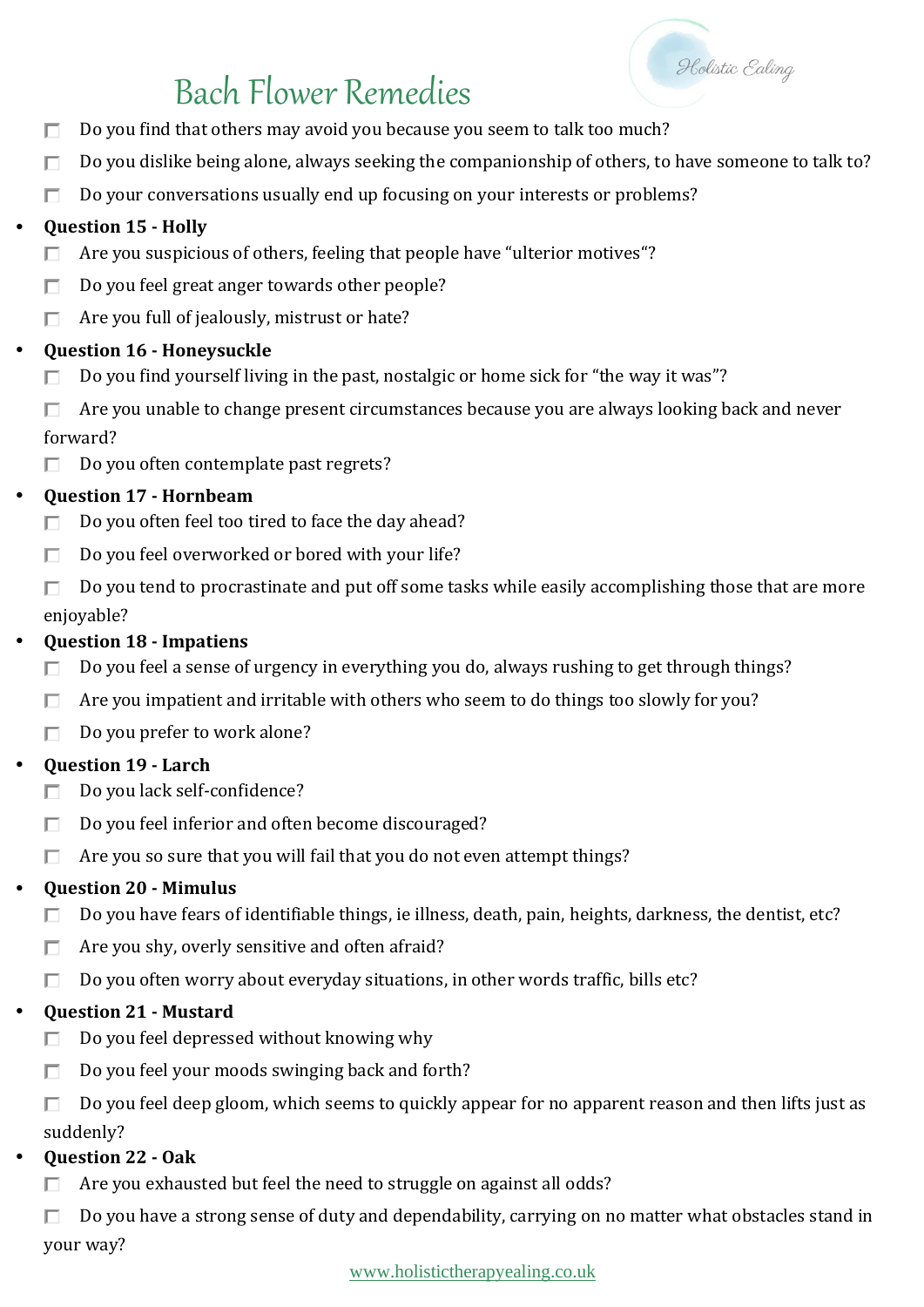# Bach Flower Remedies

- ☐ Do you find that others may avoid you because you seem to talk too much?
- ☐ Do you dislike being alone, always seeking the companionship of others, to have someone to talk to?
- ☐ Do your conversations usually end up focusing on your interests or problems?

- **Question 15 - Holly**
  - ☐ Are you suspicious of others, feeling that people have "ulterior motives"?
  - ☐ Do you feel great anger towards other people?
  - ☐ Are you full of jealously, mistrust or hate?

- **Question 16 - Honeysuckle**
  - ☐ Do you find yourself living in the past, nostalgic or home sick for "the way it was"?
  - ☐ Are you unable to change present circumstances because you are always looking back and never forward?
  - ☐ Do you often contemplate past regrets?

- **Question 17 - Hornbeam**
  - ☐ Do you often feel too tired to face the day ahead?
  - ☐ Do you feel overworked or bored with your life?
  - ☐ Do you tend to procrastinate and put off some tasks while easily accomplishing those that are more enjoyable?

- **Question 18 - Impatiens**
  - ☐ Do you feel a sense of urgency in everything you do, always rushing to get through things?
  - ☐ Are you impatient and irritable with others who seem to do things too slowly for you?
  - ☐ Do you prefer to work alone?

- **Question 19 - Larch**
  - ☐ Do you lack self-confidence?
  - ☐ Do you feel inferior and often become discouraged?
  - ☐ Are you so sure that you will fail that you do not even attempt things?

- **Question 20 - Mimulus**
  - ☐ Do you have fears of identifiable things, ie illness, death, pain, heights, darkness, the dentist, etc?
  - ☐ Are you shy, overly sensitive and often afraid?
  - ☐ Do you often worry about everyday situations, in other words traffic, bills etc?

- **Question 21 - Mustard**
  - ☐ Do you feel depressed without knowing why
  - ☐ Do you feel your moods swinging back and forth?
  - ☐ Do you feel deep gloom, which seems to quickly appear for no apparent reason and then lifts just as suddenly?

- **Question 22 - Oak**
  - ☐ Are you exhausted but feel the need to struggle on against all odds?
  - ☐ Do you have a strong sense of duty and dependability, carrying on no matter what obstacles stand in your way?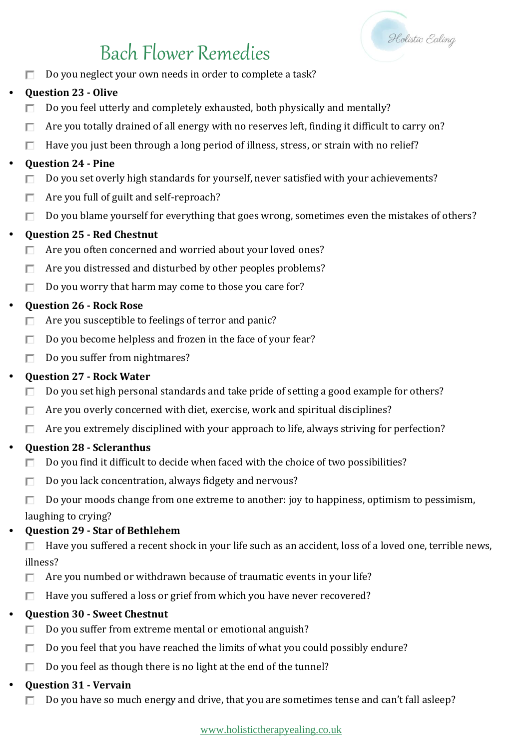# Bach Flower Remedies

- [ ] Do you neglect your own needs in order to complete a task?

- **Question 23 - Olive**
  - [ ] Do you feel utterly and completely exhausted, both physically and mentally?
  - [ ] Are you totally drained of all energy with no reserves left, finding it difficult to carry on?
  - [ ] Have you just been through a long period of illness, stress, or strain with no relief?
- **Question 24 - Pine**
  - [ ] Do you set overly high standards for yourself, never satisfied with your achievements?
  - [ ] Are you full of guilt and self-reproach?
  - [ ] Do you blame yourself for everything that goes wrong, sometimes even the mistakes of others?
- **Question 25 - Red Chestnut**
  - [ ] Are you often concerned and worried about your loved ones?
  - [ ] Are you distressed and disturbed by other peoples problems?
  - [ ] Do you worry that harm may come to those you care for?
- **Question 26 - Rock Rose**
  - [ ] Are you susceptible to feelings of terror and panic?
  - [ ] Do you become helpless and frozen in the face of your fear?
  - [ ] Do you suffer from nightmares?
- **Question 27 - Rock Water**
  - [ ] Do you set high personal standards and take pride of setting a good example for others?
  - [ ] Are you overly concerned with diet, exercise, work and spiritual disciplines?
  - [ ] Are you extremely disciplined with your approach to life, always striving for perfection?
- **Question 28 - Scleranthus**
  - [ ] Do you find it difficult to decide when faced with the choice of two possibilities?
  - [ ] Do you lack concentration, always fidgety and nervous?
  - [ ] Do your moods change from one extreme to another: joy to happiness, optimism to pessimism, laughing to crying?
- **Question 29 - Star of Bethlehem**
  - [ ] Have you suffered a recent shock in your life such as an accident, loss of a loved one, terrible news, illness?
  - [ ] Are you numbed or withdrawn because of traumatic events in your life?
  - [ ] Have you suffered a loss or grief from which you have never recovered?
- **Question 30 - Sweet Chestnut**
  - [ ] Do you suffer from extreme mental or emotional anguish?
  - [ ] Do you feel that you have reached the limits of what you could possibly endure?
  - [ ] Do you feel as though there is no light at the end of the tunnel?
- **Question 31 - Vervain**
  - [ ] Do you have so much energy and drive, that you are sometimes tense and can't fall asleep?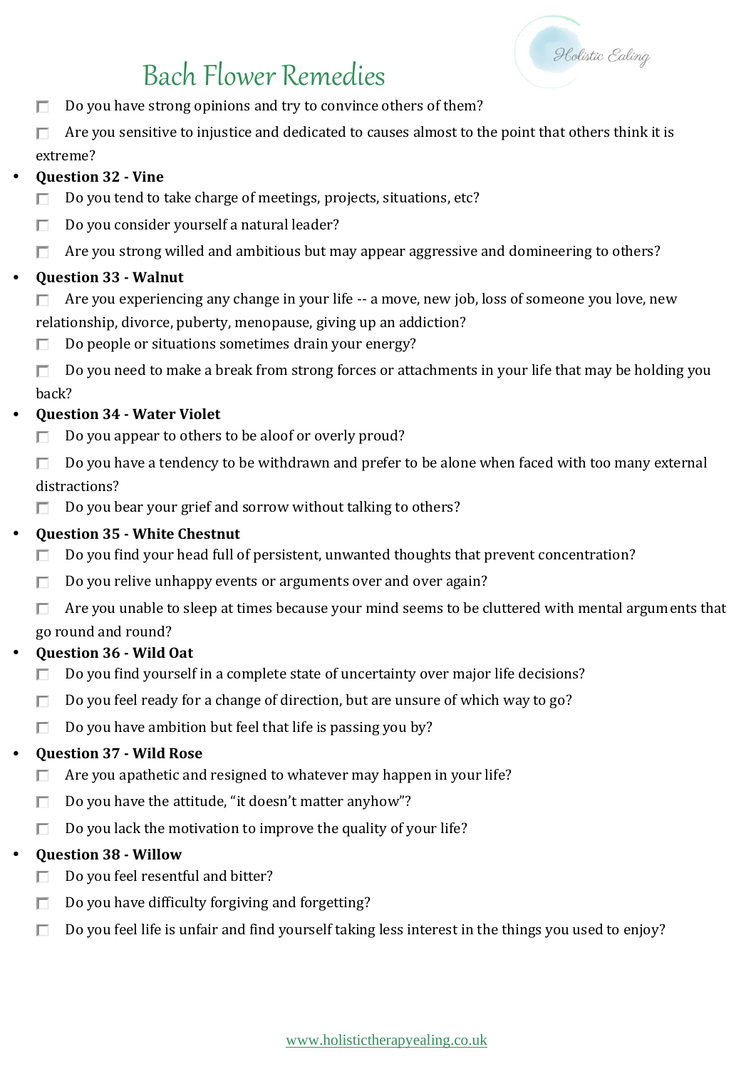# Bach Flower Remedies

- ☐ Do you have strong opinions and try to convince others of them?
- ☐ Are you sensitive to injustice and dedicated to causes almost to the point that others think it is extreme?

- **Question 32 - Vine**
  - ☐ Do you tend to take charge of meetings, projects, situations, etc?
  - ☐ Do you consider yourself a natural leader?
  - ☐ Are you strong willed and ambitious but may appear aggressive and domineering to others?
- **Question 33 - Walnut**
  - ☐ Are you experiencing any change in your life -- a move, new job, loss of someone you love, new relationship, divorce, puberty, menopause, giving up an addiction?
  - ☐ Do people or situations sometimes drain your energy?
  - ☐ Do you need to make a break from strong forces or attachments in your life that may be holding you back?
- **Question 34 - Water Violet**
  - ☐ Do you appear to others to be aloof or overly proud?
  - ☐ Do you have a tendency to be withdrawn and prefer to be alone when faced with too many external distractions?
  - ☐ Do you bear your grief and sorrow without talking to others?
- **Question 35 - White Chestnut**
  - ☐ Do you find your head full of persistent, unwanted thoughts that prevent concentration?
  - ☐ Do you relive unhappy events or arguments over and over again?
  - ☐ Are you unable to sleep at times because your mind seems to be cluttered with mental arguments that go round and round?
- **Question 36 - Wild Oat**
  - ☐ Do you find yourself in a complete state of uncertainty over major life decisions?
  - ☐ Do you feel ready for a change of direction, but are unsure of which way to go?
  - ☐ Do you have ambition but feel that life is passing you by?
- **Question 37 - Wild Rose**
  - ☐ Are you apathetic and resigned to whatever may happen in your life?
  - ☐ Do you have the attitude, "it doesn't matter anyhow"?
  - ☐ Do you lack the motivation to improve the quality of your life?
- **Question 38 - Willow**
  - ☐ Do you feel resentful and bitter?
  - ☐ Do you have difficulty forgiving and forgetting?
  - ☐ Do you feel life is unfair and find yourself taking less interest in the things you used to enjoy?